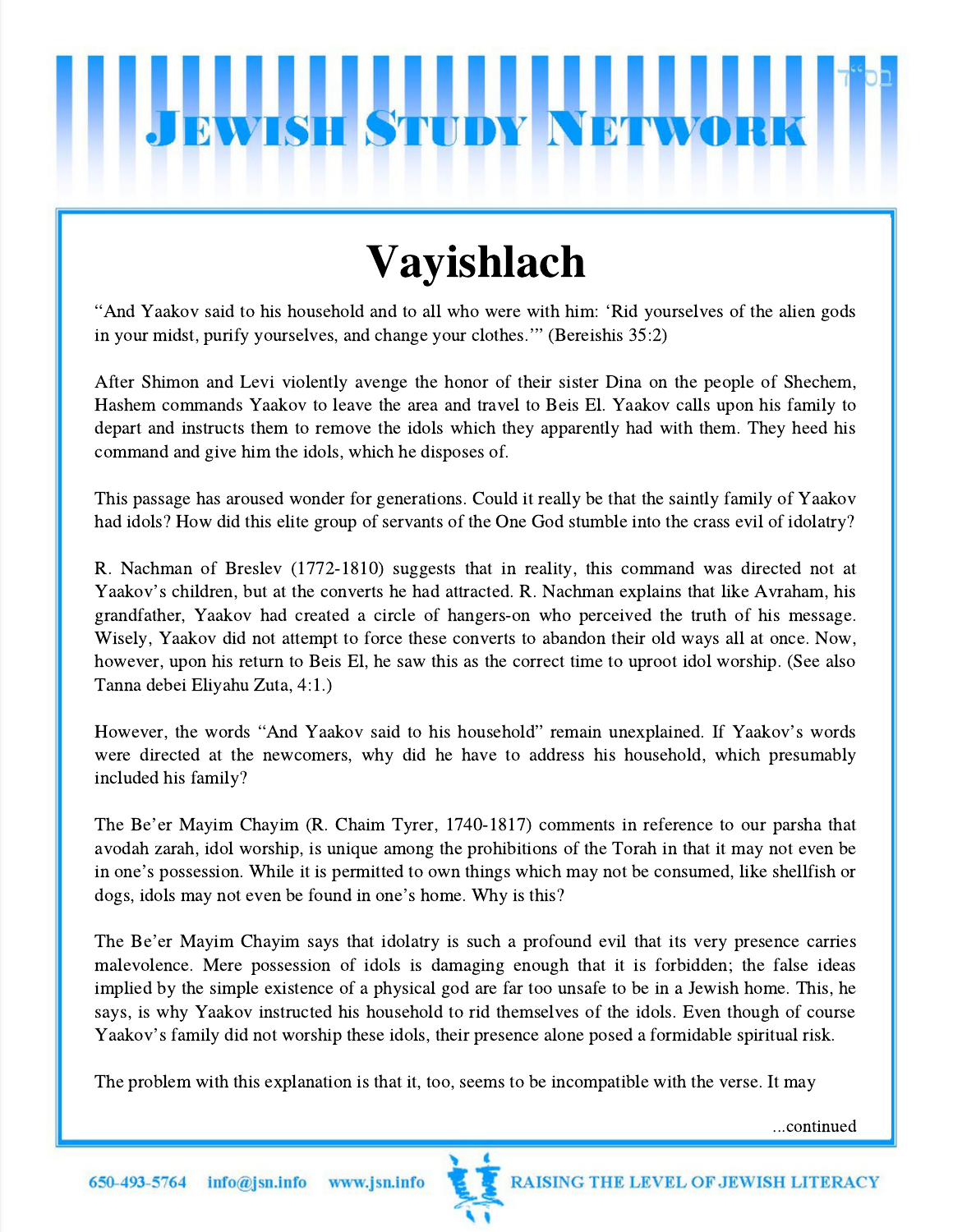# Vayishlach

"And Yaakov said to his household and to all who were with him: 'Rid yourselves of the alien gods in your midst, purify yourselves, and change your clothes.'" (Bereishis 35:2)

After Shimon and Levi violently avenge the honor of their sister Dina on the people of Shechem, Hashem commands Yaakov to leave the area and travel to Beis El. Yaakov calls upon his family to depart and instructs them to remove the idols which they apparently had with them. They heed his command and give him the idols, which he disposes of.

This passage has aroused wonder for generations. Could it really be that the saintly family of Yaakov had idols? How did this elite group of servants of the One God stumble into the crass evil of idolatry?

R. Nachman of Breslev (1772-1810) suggests that in reality, this command was directed not at Yaakov's children, but at the converts he had attracted. R. Nachman explains that like Avraham, his grandfather, Yaakov had created a circle of hangers-on who perceived the truth of his message. Wisely, Yaakov did not attempt to force these converts to abandon their old ways all at once. Now, however, upon his return to Beis El, he saw this as the correct time to uproot idol worship. (See also Tanna debei Eliyahu Zuta, 4:1.)

However, the words "And Yaakov said to his household" remain unexplained. If Yaakov's words were directed at the newcomers, why did he have to address his household, which presumably included his family?

The Be'er Mayim Chayim (R. Chaim Tyrer, 1740-1817) comments in reference to our parsha that avodah zarah, idol worship, is unique among the prohibitions of the Torah in that it may not even be in one's possession. While it is permitted to own things which may not be consumed, like shellfish or dogs, idols may not even be found in one's home. Why is this?

The Be'er Mayim Chayim says that idolatry is such a profound evil that its very presence carries malevolence. Mere possession of idols is damaging enough that it is forbidden; the false ideas implied by the simple existence of a physical god are far too unsafe to be in a Jewish home. This, he says, is why Yaakov instructed his household to rid themselves of the idols. Even though of course Yaakov's family did not worship these idols, their presence alone posed a formidable spiritual risk.

The problem with this explanation is that it, too, seems to be incompatible with the verse. It may

...continued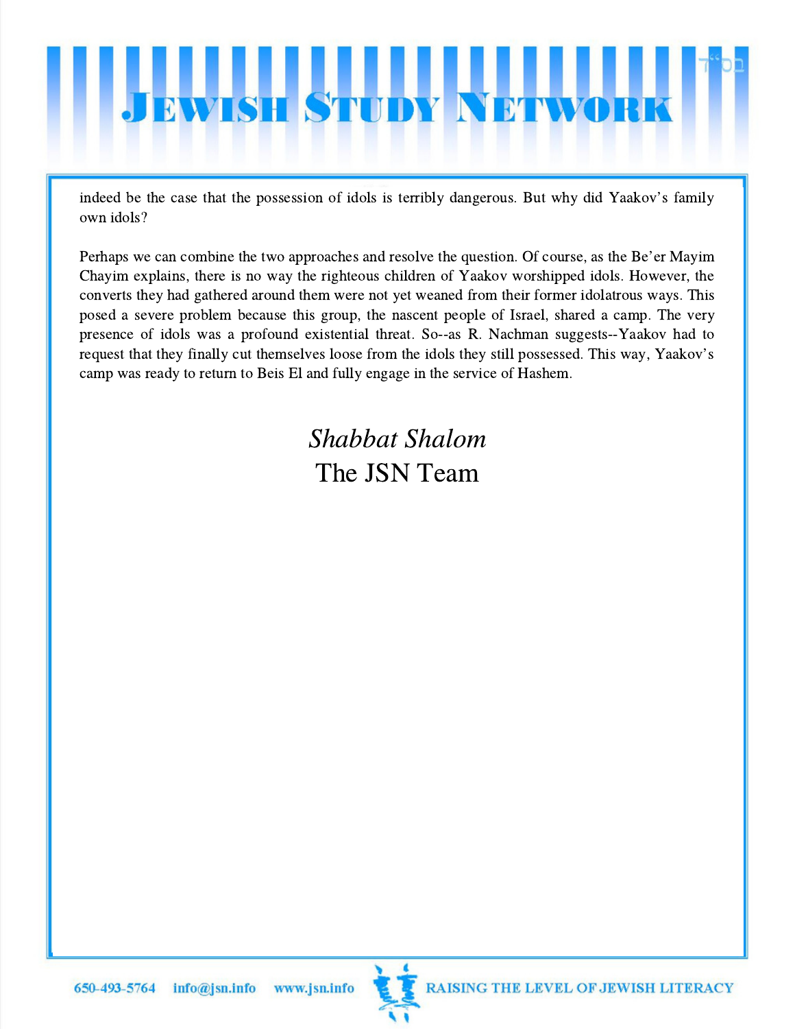indeed be the case that the possession of idols is terribly dangerous. But why did Yaakov's family own idols?

Perhaps we can combine the two approaches and resolve the question. Of course, as the Be'er Mayim Chayim explains, there is no way the righteous children of Yaakov worshipped idols. However, the converts they had gathered around them were not yet weaned from their former idolatrous ways. This posed a severe problem because this group, the nascent people of Israel, shared a camp. The very presence of idols was a profound existential threat. So--as R. Nachman suggests--Yaakov had to request that they finally cut themselves loose from the idols they still possessed. This way, Yaakov's camp was ready to return to Beis El and fully engage in the service of Hashem.

*Shabbat Shalom*

The JSN Team